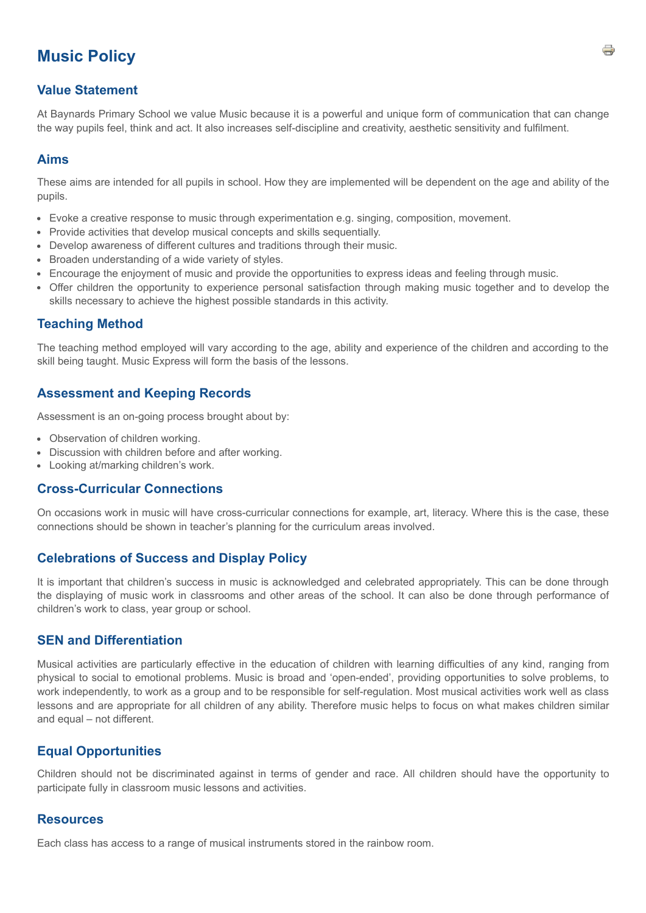# Music Policy

## Value Statement

At Baynards Primary School we value Music because it is a powerful and unique form of communication that can change the way pupils feel, think and act. It also increases self-discipline and creativity, aesthetic sensitivity and fulfilment.

## Aims

These aims are intended for all pupils in school. How they are implemented will be dependent on the age and ability of the pupils.

- Evoke a creative response to music through experimentation e.g. singing, composition, movement.
- Provide activities that develop musical concepts and skills sequentially.
- Develop awareness of different cultures and traditions through their music.
- Broaden understanding of a wide variety of styles.
- Encourage the enjoyment of music and provide the opportunities to express ideas and feeling through music.
- Offer children the opportunity to experience personal satisfaction through making music together and to develop the skills necessary to achieve the highest possible standards in this activity.

## Teaching Method

The teaching method employed will vary according to the age, ability and experience of the children and according to the skill being taught. Music Express will form the basis of the lessons.

## Assessment and Keeping Records

Assessment is an on-going process brought about by:

- Observation of children working.
- Discussion with children before and after working.
- Looking at/marking children's work.

## Cross-Curricular Connections

On occasions work in music will have cross-curricular connections for example, art, literacy. Where this is the case, these connections should be shown in teacher's planning for the curriculum areas involved.

## Celebrations of Success and Display Policy

It is important that children's success in music is acknowledged and celebrated appropriately. This can be done through the displaying of music work in classrooms and other areas of the school. It can also be done through performance of children's work to class, year group or school.

## SEN and Differentiation

Musical activities are particularly effective in the education of children with learning difficulties of any kind, ranging from physical to social to emotional problems. Music is broad and 'open-ended', providing opportunities to solve problems, to work independently, to work as a group and to be responsible for self-regulation. Most musical activities work well as class lessons and are appropriate for all children of any ability. Therefore music helps to focus on what makes children similar and equal – not different.

## Equal Opportunities

Children should not be discriminated against in terms of gender and race. All children should have the opportunity to participate fully in classroom music lessons and activities.

## Resources

Each class has access to a range of musical instruments stored in the rainbow room.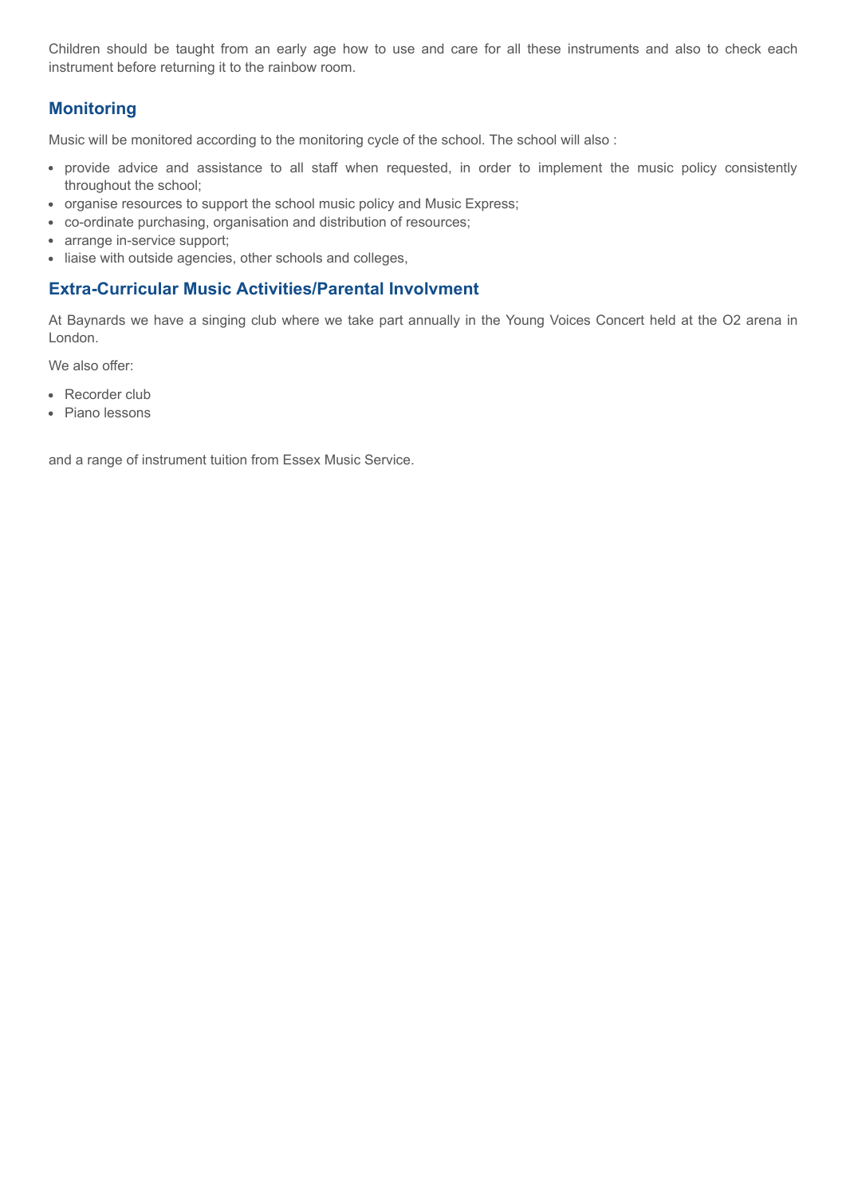Children should be taught from an early age how to use and care for all these instruments and also to check each instrument before returning it to the rainbow room.

## Monitoring

Music will be monitored according to the monitoring cycle of the school. The school will also :

- provide advice and assistance to all staff when requested, in order to implement the music policy consistently throughout the school;
- organise resources to support the school music policy and Music Express;
- co-ordinate purchasing, organisation and distribution of resources;
- arrange in-service support;
- liaise with outside agencies, other schools and colleges,

## Extra-Curricular Music Activities/Parental Involvment

At Baynards we have a singing club where we take part annually in the Young Voices Concert held at the O2 arena in London.

We also offer:

- Recorder club
- Piano lessons

and a range of instrument tuition from Essex Music Service.